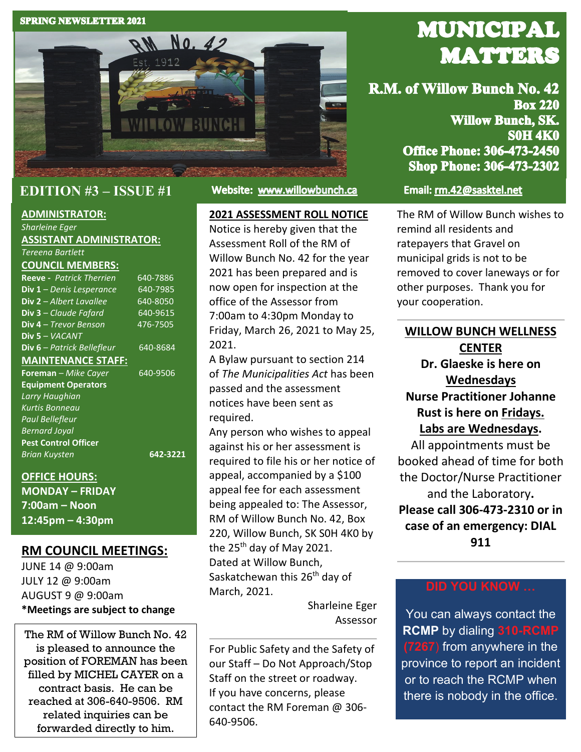SPRING NEWSLETTER 2021

# MUNICIPAL MATTERS

**R.M. of Willow Bunch No. 42**
**Box 220**
**Willow Bunch, SK.**
**S0H 4K0**
**Office Phone: 306-473-2450**
**Shop Phone: 306-473-2302**

## EDITION #3 – ISSUE #1

**Website: www.willowbunch.ca**

**Email: rm.42@sasktel.net**

**ADMINISTRATOR:**
*Sharleine Eger*

**ASSISTANT ADMINISTRATOR:**
*Tereena Bartlett*

**COUNCIL MEMBERS:**

| | |
|---|---|
| **Reeve** - *Patrick Therrien* | 640-7886 |
| **Div 1** – *Denis Lesperance* | 640-7985 |
| **Div 2** – *Albert Lavallee* | 640-8050 |
| **Div 3** – *Claude Fafard* | 640-9615 |
| **Div 4** – *Trevor Benson* | 476-7505 |
| **Div 5** – *VACANT* | |
| **Div 6** – *Patrick Bellefleur* | 640-8684 |

**MAINTENANCE STAFF:**

| | |
|---|---|
| **Foreman** – *Mike Cayer* | 640-9506 |
| **Equipment Operators** | |
| *Larry Haughian* | |
| *Kurtis Bonneau* | |
| *Paul Bellefleur* | |
| *Bernard Joyal* | |
| **Pest Control Officer** | |
| *Brian Kuysten* | **642-3221** |

**OFFICE HOURS:**
**MONDAY – FRIDAY**
**7:00am – Noon**
**12:45pm – 4:30pm**

## RM COUNCIL MEETINGS:

JUNE 14 @ 9:00am
JULY 12 @ 9:00am
AUGUST 9 @ 9:00am
**\*Meetings are subject to change**

The RM of Willow Bunch No. 42 is pleased to announce the position of FOREMAN has been filled by MICHEL CAYER on a contract basis. He can be reached at 306-640-9506. RM related inquiries can be forwarded directly to him.

## 2021 ASSESSMENT ROLL NOTICE

Notice is hereby given that the Assessment Roll of the RM of Willow Bunch No. 42 for the year 2021 has been prepared and is now open for inspection at the office of the Assessor from 7:00am to 4:30pm Monday to Friday, March 26, 2021 to May 25, 2021.

A Bylaw pursuant to section 214 of *The Municipalities Act* has been passed and the assessment notices have been sent as required.

Any person who wishes to appeal against his or her assessment is required to file his or her notice of appeal, accompanied by a $100 appeal fee for each assessment being appealed to: The Assessor, RM of Willow Bunch No. 42, Box 220, Willow Bunch, SK S0H 4K0 by the 25th day of May 2021.

Dated at Willow Bunch, Saskatchewan this 26th day of March, 2021.

Sharleine Eger
Assessor

For Public Safety and the Safety of our Staff – Do Not Approach/Stop Staff on the street or roadway. If you have concerns, please contact the RM Foreman @ 306-640-9506.

The RM of Willow Bunch wishes to remind all residents and ratepayers that Gravel on municipal grids is not to be removed to cover laneways or for other purposes. Thank you for your cooperation.

## WILLOW BUNCH WELLNESS CENTER

**Dr. Glaeske is here on Wednesdays**
**Nurse Practitioner Johanne Rust is here on Fridays.**
**Labs are Wednesdays.**

All appointments must be booked ahead of time for both the Doctor/Nurse Practitioner and the Laboratory.
**Please call 306-473-2310 or in case of an emergency: DIAL 911**

## DID YOU KNOW ...

You can always contact the **RCMP** by dialing **310-RCMP (7267)** from anywhere in the province to report an incident or to reach the RCMP when there is nobody in the office.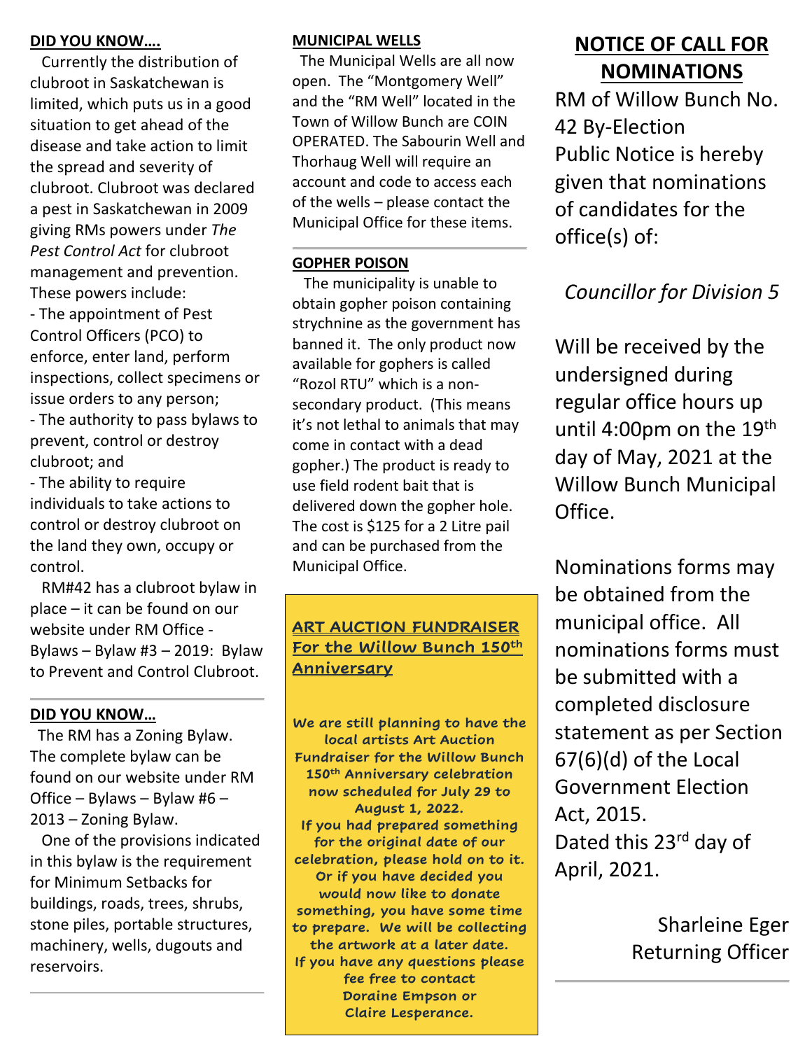## DID YOU KNOW….

Currently the distribution of clubroot in Saskatchewan is limited, which puts us in a good situation to get ahead of the disease and take action to limit the spread and severity of clubroot. Clubroot was declared a pest in Saskatchewan in 2009 giving RMs powers under *The Pest Control Act* for clubroot management and prevention. These powers include:

- The appointment of Pest Control Officers (PCO) to enforce, enter land, perform inspections, collect specimens or issue orders to any person;
- The authority to pass bylaws to prevent, control or destroy clubroot; and
- The ability to require individuals to take actions to control or destroy clubroot on the land they own, occupy or control.

RM#42 has a clubroot bylaw in place – it can be found on our website under RM Office - Bylaws – Bylaw #3 – 2019: Bylaw to Prevent and Control Clubroot.

## DID YOU KNOW…

The RM has a Zoning Bylaw. The complete bylaw can be found on our website under RM Office – Bylaws – Bylaw #6 – 2013 – Zoning Bylaw.

One of the provisions indicated in this bylaw is the requirement for Minimum Setbacks for buildings, roads, trees, shrubs, stone piles, portable structures, machinery, wells, dugouts and reservoirs.

## MUNICIPAL WELLS

The Municipal Wells are all now open. The "Montgomery Well" and the "RM Well" located in the Town of Willow Bunch are COIN OPERATED. The Sabourin Well and Thorhaug Well will require an account and code to access each of the wells – please contact the Municipal Office for these items.

## GOPHER POISON

The municipality is unable to obtain gopher poison containing strychnine as the government has banned it. The only product now available for gophers is called "Rozol RTU" which is a non-secondary product. (This means it's not lethal to animals that may come in contact with a dead gopher.) The product is ready to use field rodent bait that is delivered down the gopher hole. The cost is $125 for a 2 Litre pail and can be purchased from the Municipal Office.

## ART AUCTION FUNDRAISER For the Willow Bunch 150th Anniversary

***We are still planning to have the local artists Art Auction Fundraiser for the Willow Bunch 150th Anniversary celebration now scheduled for July 29 to August 1, 2022.***
***If you had prepared something for the original date of our celebration, please hold on to it. Or if you have decided you would now like to donate something, you have some time to prepare. We will be collecting the artwork at a later date.***
***If you have any questions please fee free to contact Doraine Empson or Claire Lesperance.***

## NOTICE OF CALL FOR NOMINATIONS

RM of Willow Bunch No. 42 By-Election
Public Notice is hereby given that nominations of candidates for the office(s) of:

*Councillor for Division 5*

Will be received by the undersigned during regular office hours up until 4:00pm on the 19th day of May, 2021 at the Willow Bunch Municipal Office.

Nominations forms may be obtained from the municipal office. All nominations forms must be submitted with a completed disclosure statement as per Section 67(6)(d) of the Local Government Election Act, 2015.
Dated this 23rd day of April, 2021.

Sharleine Eger
Returning Officer